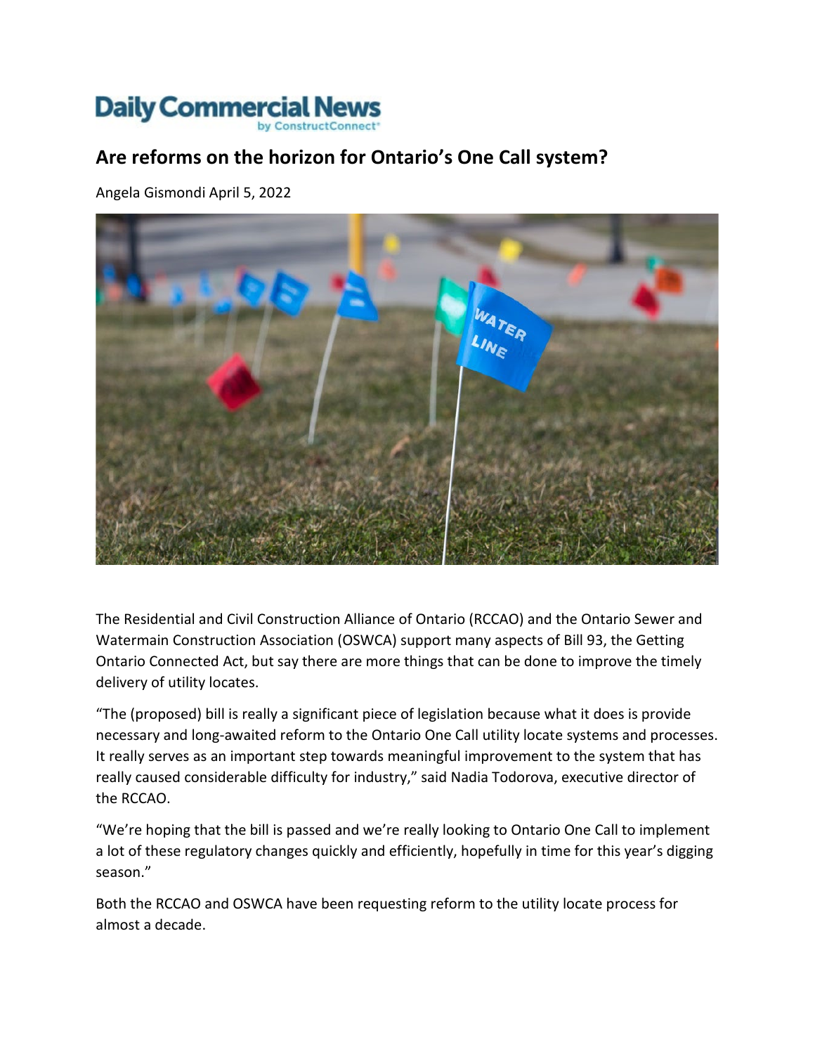Daily Commercial News
by ConstructConnect

# Are reforms on the horizon for Ontario's One Call system?

Angela Gismondi April 5, 2022

The Residential and Civil Construction Alliance of Ontario (RCCAO) and the Ontario Sewer and Watermain Construction Association (OSWCA) support many aspects of Bill 93, the Getting Ontario Connected Act, but say there are more things that can be done to improve the timely delivery of utility locates.

"The (proposed) bill is really a significant piece of legislation because what it does is provide necessary and long-awaited reform to the Ontario One Call utility locate systems and processes. It really serves as an important step towards meaningful improvement to the system that has really caused considerable difficulty for industry," said Nadia Todorova, executive director of the RCCAO.

"We're hoping that the bill is passed and we're really looking to Ontario One Call to implement a lot of these regulatory changes quickly and efficiently, hopefully in time for this year's digging season."

Both the RCCAO and OSWCA have been requesting reform to the utility locate process for almost a decade.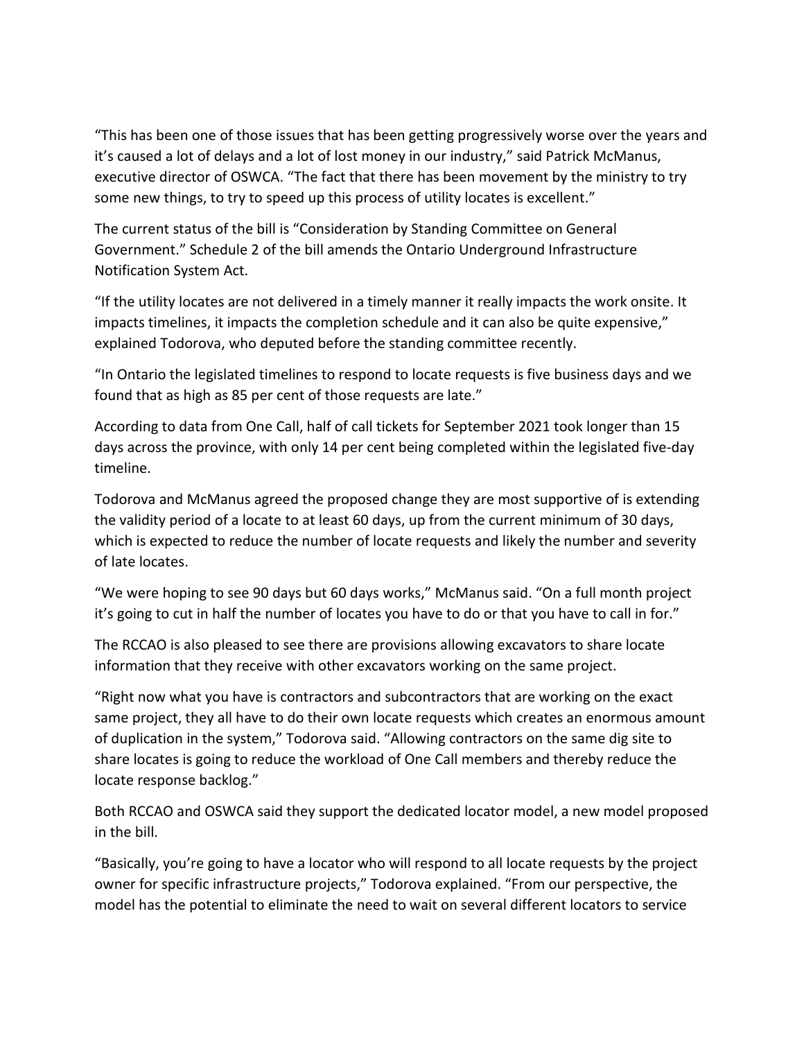"This has been one of those issues that has been getting progressively worse over the years and it's caused a lot of delays and a lot of lost money in our industry," said Patrick McManus, executive director of OSWCA. "The fact that there has been movement by the ministry to try some new things, to try to speed up this process of utility locates is excellent."

The current status of the bill is "Consideration by Standing Committee on General Government." Schedule 2 of the bill amends the Ontario Underground Infrastructure Notification System Act.

"If the utility locates are not delivered in a timely manner it really impacts the work onsite. It impacts timelines, it impacts the completion schedule and it can also be quite expensive," explained Todorova, who deputed before the standing committee recently.

"In Ontario the legislated timelines to respond to locate requests is five business days and we found that as high as 85 per cent of those requests are late."

According to data from One Call, half of call tickets for September 2021 took longer than 15 days across the province, with only 14 per cent being completed within the legislated five-day timeline.

Todorova and McManus agreed the proposed change they are most supportive of is extending the validity period of a locate to at least 60 days, up from the current minimum of 30 days, which is expected to reduce the number of locate requests and likely the number and severity of late locates.

"We were hoping to see 90 days but 60 days works," McManus said. "On a full month project it's going to cut in half the number of locates you have to do or that you have to call in for."

The RCCAO is also pleased to see there are provisions allowing excavators to share locate information that they receive with other excavators working on the same project.

"Right now what you have is contractors and subcontractors that are working on the exact same project, they all have to do their own locate requests which creates an enormous amount of duplication in the system," Todorova said. "Allowing contractors on the same dig site to share locates is going to reduce the workload of One Call members and thereby reduce the locate response backlog."

Both RCCAO and OSWCA said they support the dedicated locator model, a new model proposed in the bill.

"Basically, you're going to have a locator who will respond to all locate requests by the project owner for specific infrastructure projects," Todorova explained. "From our perspective, the model has the potential to eliminate the need to wait on several different locators to service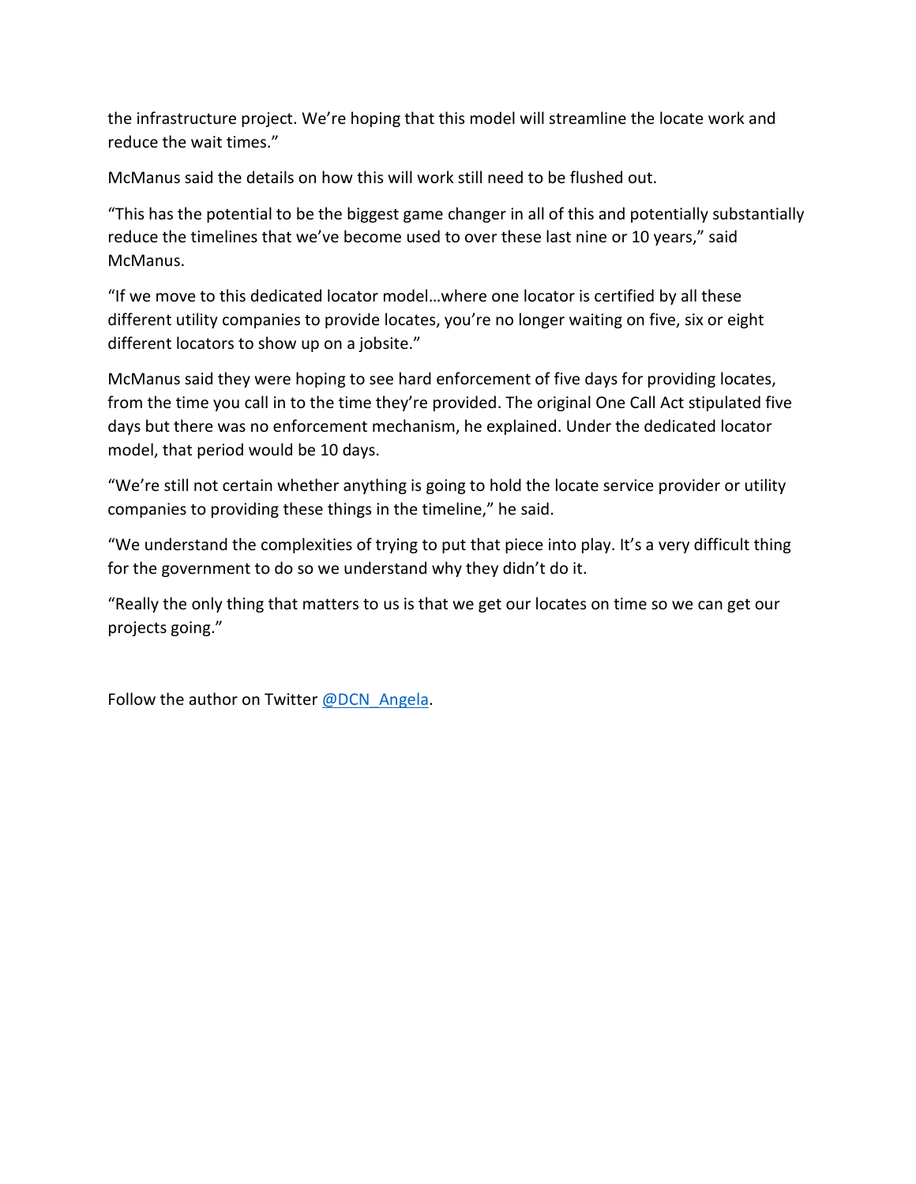the infrastructure project. We're hoping that this model will streamline the locate work and reduce the wait times."

McManus said the details on how this will work still need to be flushed out.

"This has the potential to be the biggest game changer in all of this and potentially substantially reduce the timelines that we've become used to over these last nine or 10 years," said McManus.

"If we move to this dedicated locator model…where one locator is certified by all these different utility companies to provide locates, you're no longer waiting on five, six or eight different locators to show up on a jobsite."

McManus said they were hoping to see hard enforcement of five days for providing locates, from the time you call in to the time they're provided. The original One Call Act stipulated five days but there was no enforcement mechanism, he explained. Under the dedicated locator model, that period would be 10 days.

"We're still not certain whether anything is going to hold the locate service provider or utility companies to providing these things in the timeline," he said.

"We understand the complexities of trying to put that piece into play. It's a very difficult thing for the government to do so we understand why they didn't do it.

"Really the only thing that matters to us is that we get our locates on time so we can get our projects going."

Follow the author on Twitter @DCN_Angela.